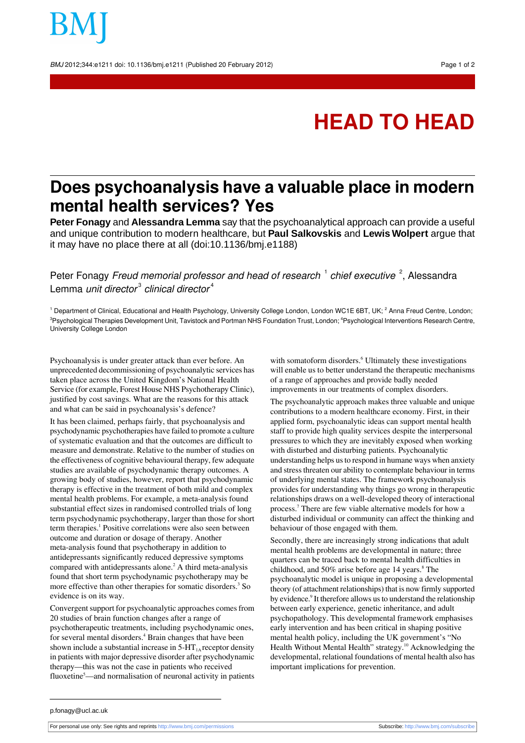HEAD TO HEAD

# Does psychoanalysis have a valuable place in modern mental health services? Yes

**Peter Fonagy** and **Alessandra Lemma** say that the psychoanalytical approach can provide a useful and unique contribution to modern healthcare, but **Paul Salkovskis** and **Lewis Wolpert** argue that it may have no place there at all (doi:10.1136/bmj.e1188)

Peter Fonagy *Freud memorial professor and head of research* [1] *chief executive* [2], Alessandra Lemma *unit director*[3] *clinical director*[4]

[1] Department of Clinical, Educational and Health Psychology, University College London, London WC1E 6BT, UK; [2] Anna Freud Centre, London; [3]Psychological Therapies Development Unit, Tavistock and Portman NHS Foundation Trust, London; [4]Psychological Interventions Research Centre, University College London

Psychoanalysis is under greater attack than ever before. An unprecedented decommissioning of psychoanalytic services has taken place across the United Kingdom's National Health Service (for example, Forest House NHS Psychotherapy Clinic), justified by cost savings. What are the reasons for this attack and what can be said in psychoanalysis's defence?

It has been claimed, perhaps fairly, that psychoanalysis and psychodynamic psychotherapies have failed to promote a culture of systematic evaluation and that the outcomes are difficult to measure and demonstrate. Relative to the number of studies on the effectiveness of cognitive behavioural therapy, few adequate studies are available of psychodynamic therapy outcomes. A growing body of studies, however, report that psychodynamic therapy is effective in the treatment of both mild and complex mental health problems. For example, a meta-analysis found substantial effect sizes in randomised controlled trials of long term psychodynamic psychotherapy, larger than those for short term therapies.[1] Positive correlations were also seen between outcome and duration or dosage of therapy. Another meta-analysis found that psychotherapy in addition to antidepressants significantly reduced depressive symptoms compared with antidepressants alone.[2] A third meta-analysis found that short term psychodynamic psychotherapy may be more effective than other therapies for somatic disorders.[3] So evidence is on its way.

Convergent support for psychoanalytic approaches comes from 20 studies of brain function changes after a range of psychotherapeutic treatments, including psychodynamic ones, for several mental disorders.[4] Brain changes that have been shown include a substantial increase in $5\text{-HT}_{1A}$ receptor density in patients with major depressive disorder after psychodynamic therapy—this was not the case in patients who received fluoxetine[5]—and normalisation of neuronal activity in patients with somatoform disorders.[6] Ultimately these investigations will enable us to better understand the therapeutic mechanisms of a range of approaches and provide badly needed improvements in our treatments of complex disorders.

The psychoanalytic approach makes three valuable and unique contributions to a modern healthcare economy. First, in their applied form, psychoanalytic ideas can support mental health staff to provide high quality services despite the interpersonal pressures to which they are inevitably exposed when working with disturbed and disturbing patients. Psychoanalytic understanding helps us to respond in humane ways when anxiety and stress threaten our ability to contemplate behaviour in terms of underlying mental states. The framework psychoanalysis provides for understanding why things go wrong in therapeutic relationships draws on a well-developed theory of interactional process.[7] There are few viable alternative models for how a disturbed individual or community can affect the thinking and behaviour of those engaged with them.

Secondly, there are increasingly strong indications that adult mental health problems are developmental in nature; three quarters can be traced back to mental health difficulties in childhood, and 50% arise before age 14 years.[8] The psychoanalytic model is unique in proposing a developmental theory (of attachment relationships) that is now firmly supported by evidence.[9] It therefore allows us to understand the relationship between early experience, genetic inheritance, and adult psychopathology. This developmental framework emphasises early intervention and has been critical in shaping positive mental health policy, including the UK government's "No Health Without Mental Health" strategy.[10] Acknowledging the developmental, relational foundations of mental health also has important implications for prevention.

p.fonagy@ucl.ac.uk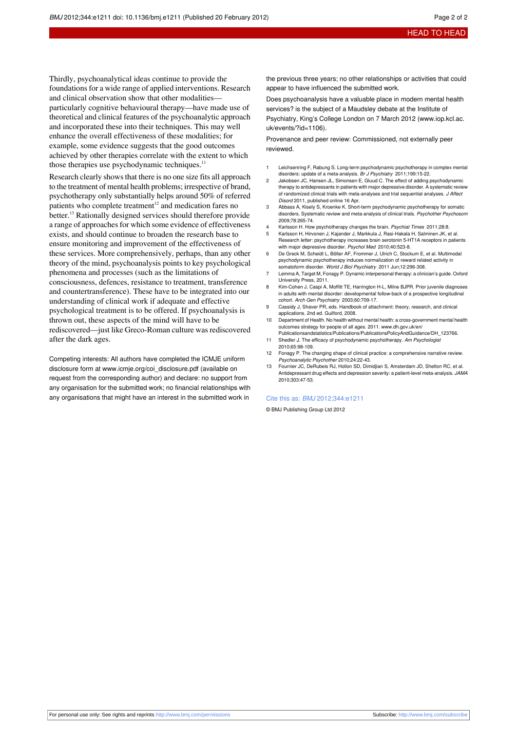Thirdly, psychoanalytical ideas continue to provide the foundations for a wide range of applied interventions. Research and clinical observation show that other modalities—particularly cognitive behavioural therapy—have made use of theoretical and clinical features of the psychoanalytic approach and incorporated these into their techniques. This may well enhance the overall effectiveness of these modalities; for example, some evidence suggests that the good outcomes achieved by other therapies correlate with the extent to which those therapies use psychodynamic techniques.[11]

Research clearly shows that there is no one size fits all approach to the treatment of mental health problems; irrespective of brand, psychotherapy only substantially helps around 50% of referred patients who complete treatment[12] and medication fares no better.[13] Rationally designed services should therefore provide a range of approaches for which some evidence of effectiveness exists, and should continue to broaden the research base to ensure monitoring and improvement of the effectiveness of these services. More comprehensively, perhaps, than any other theory of the mind, psychoanalysis points to key psychological phenomena and processes (such as the limitations of consciousness, defences, resistance to treatment, transference and countertransference). These have to be integrated into our understanding of clinical work if adequate and effective psychological treatment is to be offered. If psychoanalysis is thrown out, these aspects of the mind will have to be rediscovered—just like Greco-Roman culture was rediscovered after the dark ages.

Competing interests: All authors have completed the ICMJE uniform disclosure form at www.icmje.org/coi_disclosure.pdf (available on request from the corresponding author) and declare: no support from any organisation for the submitted work; no financial relationships with any organisations that might have an interest in the submitted work in the previous three years; no other relationships or activities that could appear to have influenced the submitted work.

Does psychoanalysis have a valuable place in modern mental health services? is the subject of a Maudsley debate at the Institute of Psychiatry, King's College London on 7 March 2012 (www.iop.kcl.ac.uk/events/?id=1106).

Provenance and peer review: Commissioned, not externally peer reviewed.

1. Leichsenring F, Rabung S. Long-term psychodynamic psychotherapy in complex mental disorders: update of a meta-analysis. *Br J Psychiatry* 2011;199:15-22.
2. Jakobsen JC, Hansen JL, Simonsen E, Gluud C. The effect of adding psychodynamic therapy to antidepressants in patients with major depressive disorder. A systematic review of randomized clinical trials with meta-analyses and trial sequential analyses. *J Affect Disord* 2011, published online 16 Apr.
3. Abbass A, Kisely S, Kroenke K. Short-term psychodynamic psychotherapy for somatic disorders. Systematic review and meta-analysis of clinical trials. *Psychother Psychosom* 2009;78:265-74.
4. Karlsson H. How psychotherapy changes the brain. *Psychiat Times* 2011;28:8.
5. Karlsson H, Hirvonen J, Kajander J, Markkula J, Rasi-Hakala H, Salminen JK, et al. Research letter: psychotherapy increases brain serotonin 5-HT1A receptors in patients with major depressive disorder. *Psychol Med* 2010;40:523-8.
6. De Greck M, Scheidt L, Bölter AF, Frommer J, Ulrich C, Stockum E, et al. Multimodal psychodynamic psychotherapy induces normalization of reward related activity in somatoform disorder. *World J Biol Psychiatry* 2011 Jun;12:296-308.
7. Lemma A, Target M, Fonagy P. Dynamic interpersonal therapy: a clinician's guide. Oxford University Press, 2011.
8. Kim-Cohen J, Caspi A, Moffitt TE, Harrington H-L, Milne BJPR. Prior juvenile diagnoses in adults with mental disorder: developmental follow-back of a prospective longitudinal cohort. *Arch Gen Psychiatry* 2003;60:709-17.
9. Cassidy J, Shaver PR, eds. Handbook of attachment: theory, research, and clinical applications. 2nd ed. Guilford, 2008.
10. Department of Health. No health without mental health: a cross-government mental health outcomes strategy for people of all ages. 2011. www.dh.gov.uk/en/Publicationsandstatistics/Publications/PublicationsPolicyAndGuidance/DH_123766.
11. Shedler J. The efficacy of psychodynamic psychotherapy. *Am Psychologist* 2010;65:98-109.
12. Fonagy P. The changing shape of clinical practice: a comprehensive narrative review. *Psychoanalytic Psychother* 2010;24:22-43.
13. Fournier JC, DeRubeis RJ, Hollon SD, Dimidjian S, Amsterdam JD, Shelton RC, et al. Antidepressant drug effects and depression severity: a patient-level meta-analysis. *JAMA* 2010;303:47-53.

Cite this as: *BMJ* 2012;344:e1211

© BMJ Publishing Group Ltd 2012